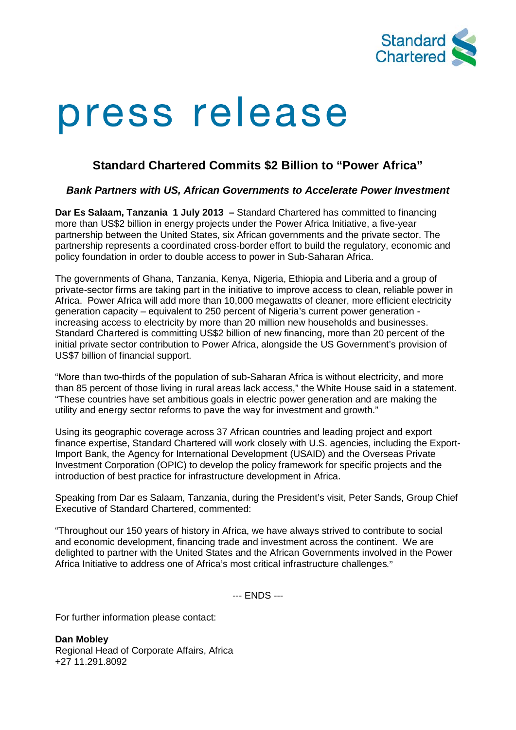# press release

## Standard Chartered Commits $2 Billion to "Power Africa"

### *Bank Partners with US, African Governments to Accelerate Power Investment*

**Dar Es Salaam, Tanzania 1 July 2013 –** Standard Chartered has committed to financing more than US$2 billion in energy projects under the Power Africa Initiative, a five-year partnership between the United States, six African governments and the private sector. The partnership represents a coordinated cross-border effort to build the regulatory, economic and policy foundation in order to double access to power in Sub-Saharan Africa.

The governments of Ghana, Tanzania, Kenya, Nigeria, Ethiopia and Liberia and a group of private-sector firms are taking part in the initiative to improve access to clean, reliable power in Africa. Power Africa will add more than 10,000 megawatts of cleaner, more efficient electricity generation capacity – equivalent to 250 percent of Nigeria's current power generation - increasing access to electricity by more than 20 million new households and businesses. Standard Chartered is committing US$2 billion of new financing, more than 20 percent of the initial private sector contribution to Power Africa, alongside the US Government's provision of US$7 billion of financial support.

"More than two-thirds of the population of sub-Saharan Africa is without electricity, and more than 85 percent of those living in rural areas lack access," the White House said in a statement. "These countries have set ambitious goals in electric power generation and are making the utility and energy sector reforms to pave the way for investment and growth."

Using its geographic coverage across 37 African countries and leading project and export finance expertise, Standard Chartered will work closely with U.S. agencies, including the Export-Import Bank, the Agency for International Development (USAID) and the Overseas Private Investment Corporation (OPIC) to develop the policy framework for specific projects and the introduction of best practice for infrastructure development in Africa.

Speaking from Dar es Salaam, Tanzania, during the President's visit, Peter Sands, Group Chief Executive of Standard Chartered, commented:

"Throughout our 150 years of history in Africa, we have always strived to contribute to social and economic development, financing trade and investment across the continent. We are delighted to partner with the United States and the African Governments involved in the Power Africa Initiative to address one of Africa's most critical infrastructure challenges."

--- ENDS ---

For further information please contact:

**Dan Mobley**
Regional Head of Corporate Affairs, Africa
+27 11.291.8092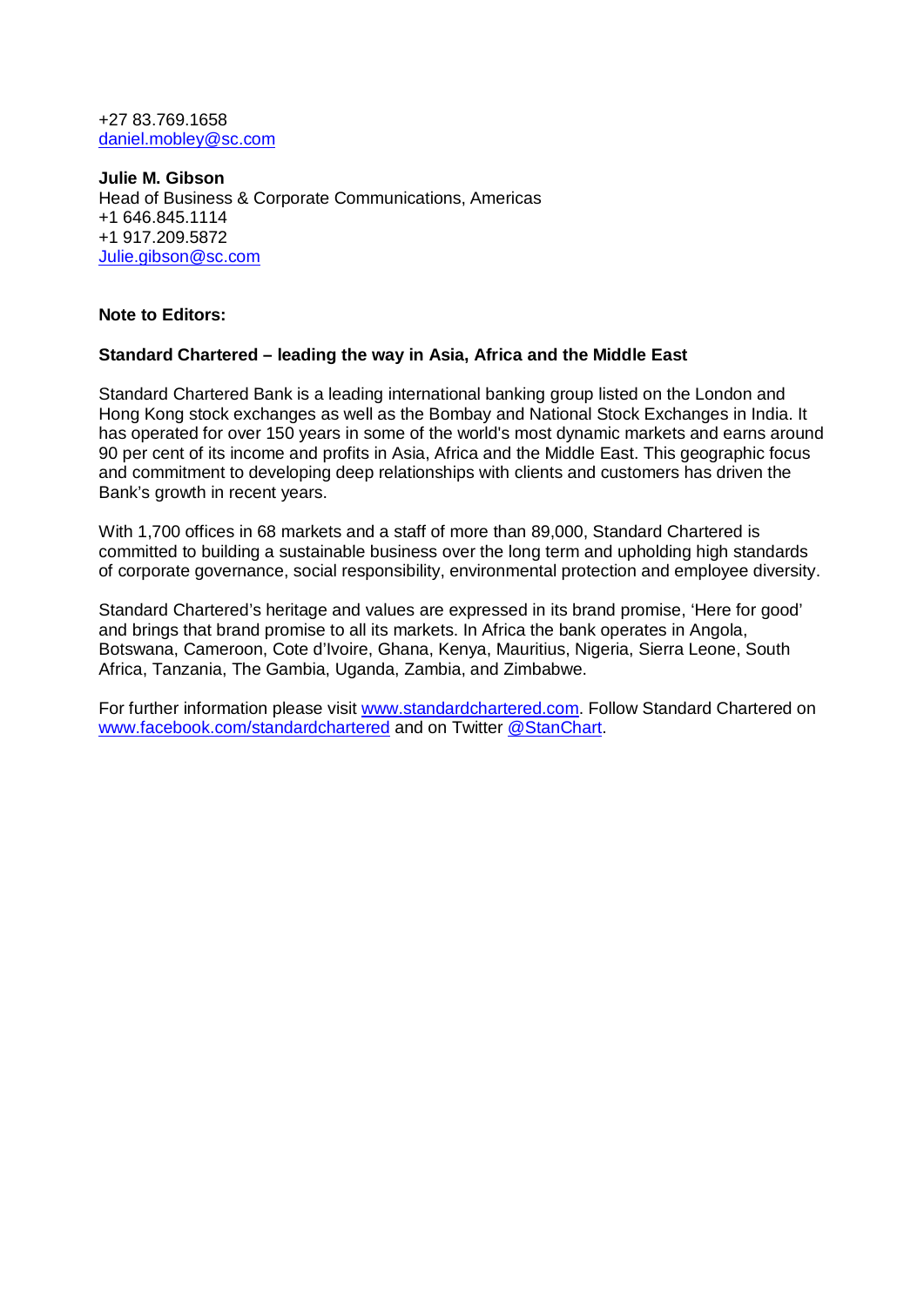+27 83.769.1658
daniel.mobley@sc.com

**Julie M. Gibson**
Head of Business & Corporate Communications, Americas
+1 646.845.1114
+1 917.209.5872
Julie.gibson@sc.com

**Note to Editors:**

**Standard Chartered – leading the way in Asia, Africa and the Middle East**

Standard Chartered Bank is a leading international banking group listed on the London and Hong Kong stock exchanges as well as the Bombay and National Stock Exchanges in India. It has operated for over 150 years in some of the world's most dynamic markets and earns around 90 per cent of its income and profits in Asia, Africa and the Middle East. This geographic focus and commitment to developing deep relationships with clients and customers has driven the Bank's growth in recent years.

With 1,700 offices in 68 markets and a staff of more than 89,000, Standard Chartered is committed to building a sustainable business over the long term and upholding high standards of corporate governance, social responsibility, environmental protection and employee diversity.

Standard Chartered's heritage and values are expressed in its brand promise, 'Here for good' and brings that brand promise to all its markets. In Africa the bank operates in Angola, Botswana, Cameroon, Cote d'Ivoire, Ghana, Kenya, Mauritius, Nigeria, Sierra Leone, South Africa, Tanzania, The Gambia, Uganda, Zambia, and Zimbabwe.

For further information please visit www.standardchartered.com. Follow Standard Chartered on www.facebook.com/standardchartered and on Twitter @StanChart.